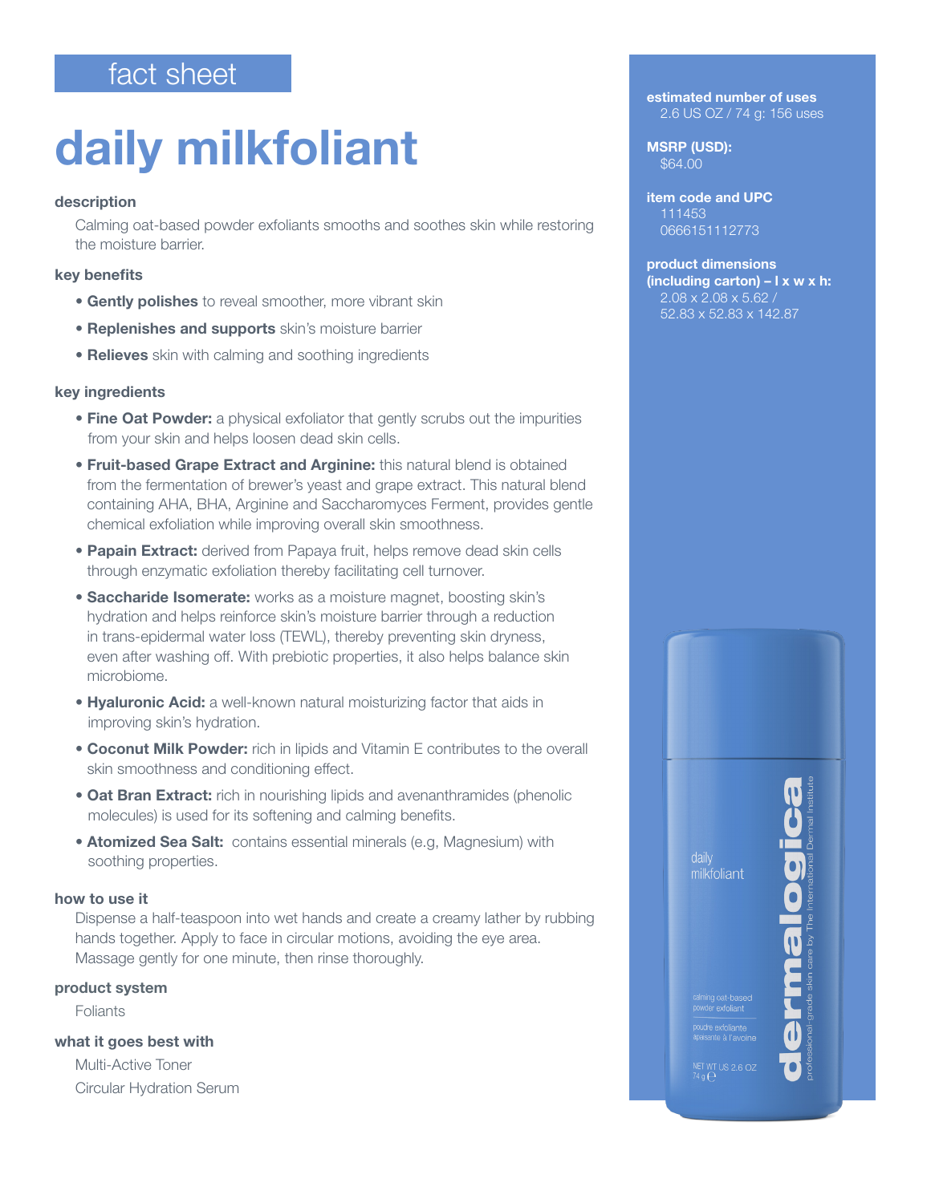fact sheet

# daily milkfoliant

### description

Calming oat-based powder exfoliants smooths and soothes skin while restoring the moisture barrier.

### key benefits

- **Gently polishes** to reveal smoother, more vibrant skin
- **Replenishes and supports** skin's moisture barrier
- **Relieves** skin with calming and soothing ingredients

### key ingredients

- **Fine Oat Powder:** a physical exfoliator that gently scrubs out the impurities from your skin and helps loosen dead skin cells.
- **Fruit-based Grape Extract and Arginine:** this natural blend is obtained from the fermentation of brewer's yeast and grape extract. This natural blend containing AHA, BHA, Arginine and Saccharomyces Ferment, provides gentle chemical exfoliation while improving overall skin smoothness.
- **Papain Extract:** derived from Papaya fruit, helps remove dead skin cells through enzymatic exfoliation thereby facilitating cell turnover.
- **Saccharide Isomerate:** works as a moisture magnet, boosting skin's hydration and helps reinforce skin's moisture barrier through a reduction in trans-epidermal water loss (TEWL), thereby preventing skin dryness, even after washing off. With prebiotic properties, it also helps balance skin microbiome.
- **Hyaluronic Acid:** a well-known natural moisturizing factor that aids in improving skin's hydration.
- **Coconut Milk Powder:** rich in lipids and Vitamin E contributes to the overall skin smoothness and conditioning effect.
- **Oat Bran Extract:** rich in nourishing lipids and avenanthramides (phenolic molecules) is used for its softening and calming benefits.
- **Atomized Sea Salt:** contains essential minerals (e.g, Magnesium) with soothing properties.

### how to use it

Dispense a half-teaspoon into wet hands and create a creamy lather by rubbing hands together. Apply to face in circular motions, avoiding the eye area. Massage gently for one minute, then rinse thoroughly.

### product system

Foliants

### what it goes best with

Multi-Active Toner
Circular Hydration Serum

**estimated number of uses**
2.6 US OZ / 74 g: 156 uses

**MSRP (USD):**
$64.00

**item code and UPC**
111453
0666151112773

**product dimensions (including carton) – l x w x h:**
2.08 x 2.08 x 5.62 /
52.83 x 52.83 x 142.87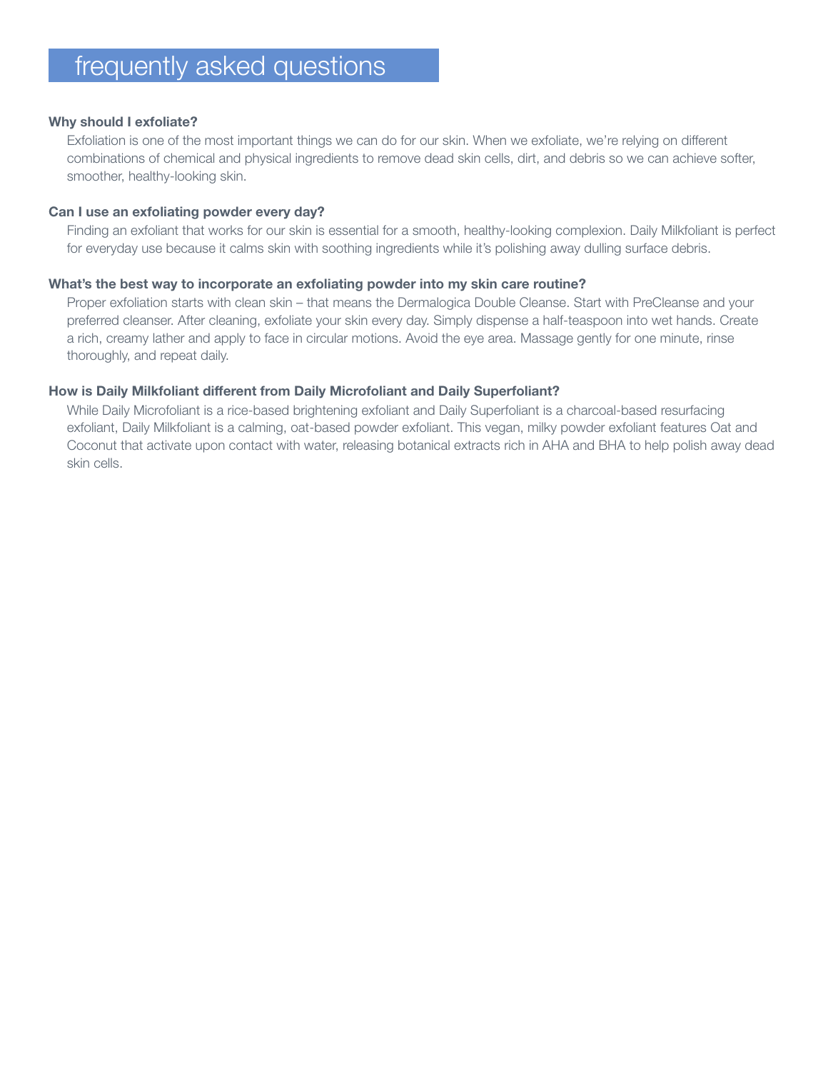## frequently asked questions

**Why should I exfoliate?**

Exfoliation is one of the most important things we can do for our skin. When we exfoliate, we're relying on different combinations of chemical and physical ingredients to remove dead skin cells, dirt, and debris so we can achieve softer, smoother, healthy-looking skin.

**Can I use an exfoliating powder every day?**

Finding an exfoliant that works for our skin is essential for a smooth, healthy-looking complexion. Daily Milkfoliant is perfect for everyday use because it calms skin with soothing ingredients while it's polishing away dulling surface debris.

**What's the best way to incorporate an exfoliating powder into my skin care routine?**

Proper exfoliation starts with clean skin – that means the Dermalogica Double Cleanse. Start with PreCleanse and your preferred cleanser. After cleaning, exfoliate your skin every day. Simply dispense a half-teaspoon into wet hands. Create a rich, creamy lather and apply to face in circular motions. Avoid the eye area. Massage gently for one minute, rinse thoroughly, and repeat daily.

**How is Daily Milkfoliant different from Daily Microfoliant and Daily Superfoliant?**

While Daily Microfoliant is a rice-based brightening exfoliant and Daily Superfoliant is a charcoal-based resurfacing exfoliant, Daily Milkfoliant is a calming, oat-based powder exfoliant. This vegan, milky powder exfoliant features Oat and Coconut that activate upon contact with water, releasing botanical extracts rich in AHA and BHA to help polish away dead skin cells.